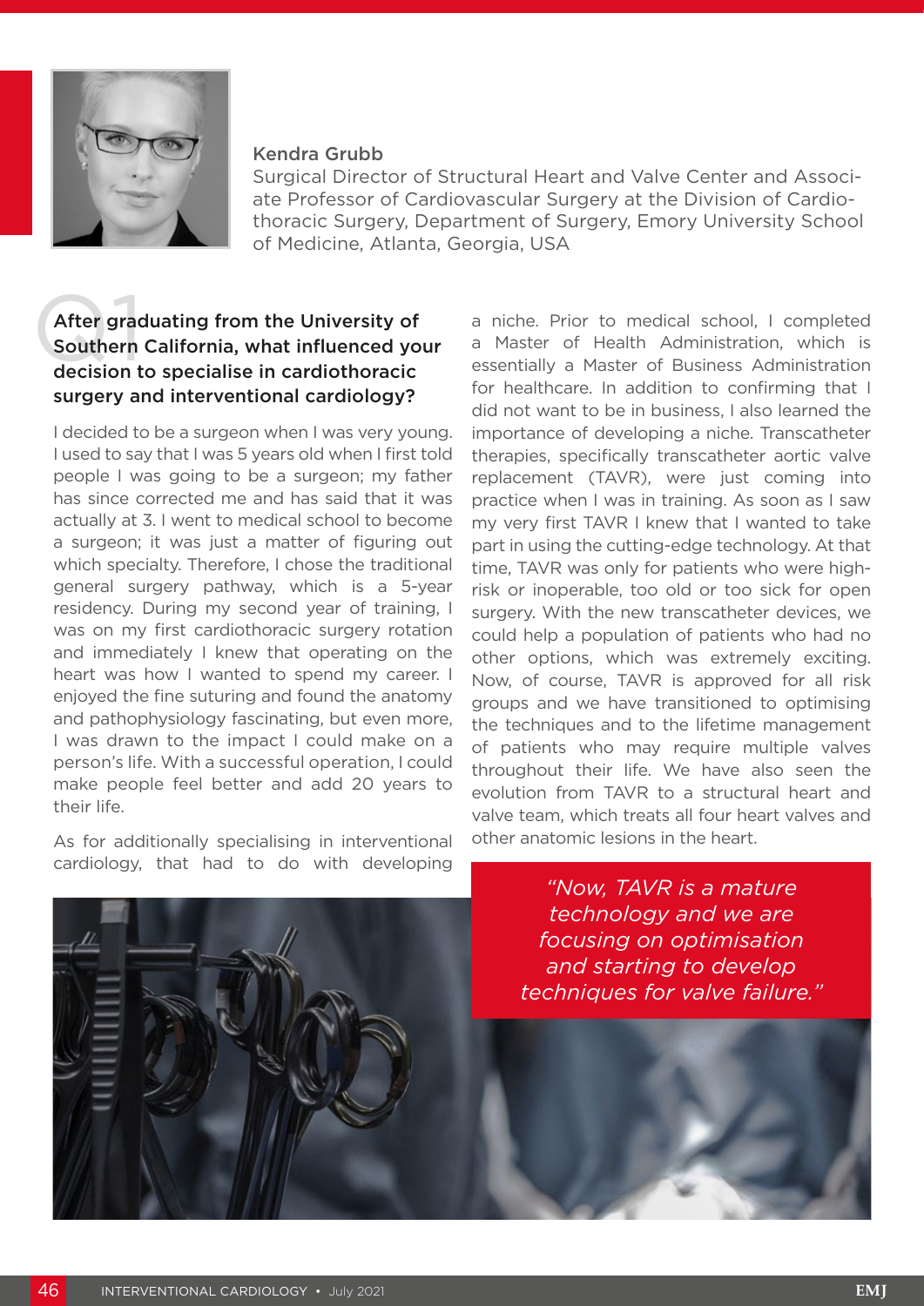**Kendra Grubb**

Surgical Director of Structural Heart and Valve Center and Associate Professor of Cardiovascular Surgery at the Division of Cardiothoracic Surgery, Department of Surgery, Emory University School of Medicine, Atlanta, Georgia, USA

## Q1 After graduating from the University of Southern California, what influenced your decision to specialise in cardiothoracic surgery and interventional cardiology?

I decided to be a surgeon when I was very young. I used to say that I was 5 years old when I first told people I was going to be a surgeon; my father has since corrected me and has said that it was actually at 3. I went to medical school to become a surgeon; it was just a matter of figuring out which specialty. Therefore, I chose the traditional general surgery pathway, which is a 5-year residency. During my second year of training, I was on my first cardiothoracic surgery rotation and immediately I knew that operating on the heart was how I wanted to spend my career. I enjoyed the fine suturing and found the anatomy and pathophysiology fascinating, but even more, I was drawn to the impact I could make on a person's life. With a successful operation, I could make people feel better and add 20 years to their life.

As for additionally specialising in interventional cardiology, that had to do with developing a niche. Prior to medical school, I completed a Master of Health Administration, which is essentially a Master of Business Administration for healthcare. In addition to confirming that I did not want to be in business, I also learned the importance of developing a niche. Transcatheter therapies, specifically transcatheter aortic valve replacement (TAVR), were just coming into practice when I was in training. As soon as I saw my very first TAVR I knew that I wanted to take part in using the cutting-edge technology. At that time, TAVR was only for patients who were high-risk or inoperable, too old or too sick for open surgery. With the new transcatheter devices, we could help a population of patients who had no other options, which was extremely exciting. Now, of course, TAVR is approved for all risk groups and we have transitioned to optimising the techniques and to the lifetime management of patients who may require multiple valves throughout their life. We have also seen the evolution from TAVR to a structural heart and valve team, which treats all four heart valves and other anatomic lesions in the heart.

> *"Now, TAVR is a mature technology and we are focusing on optimisation and starting to develop techniques for valve failure."*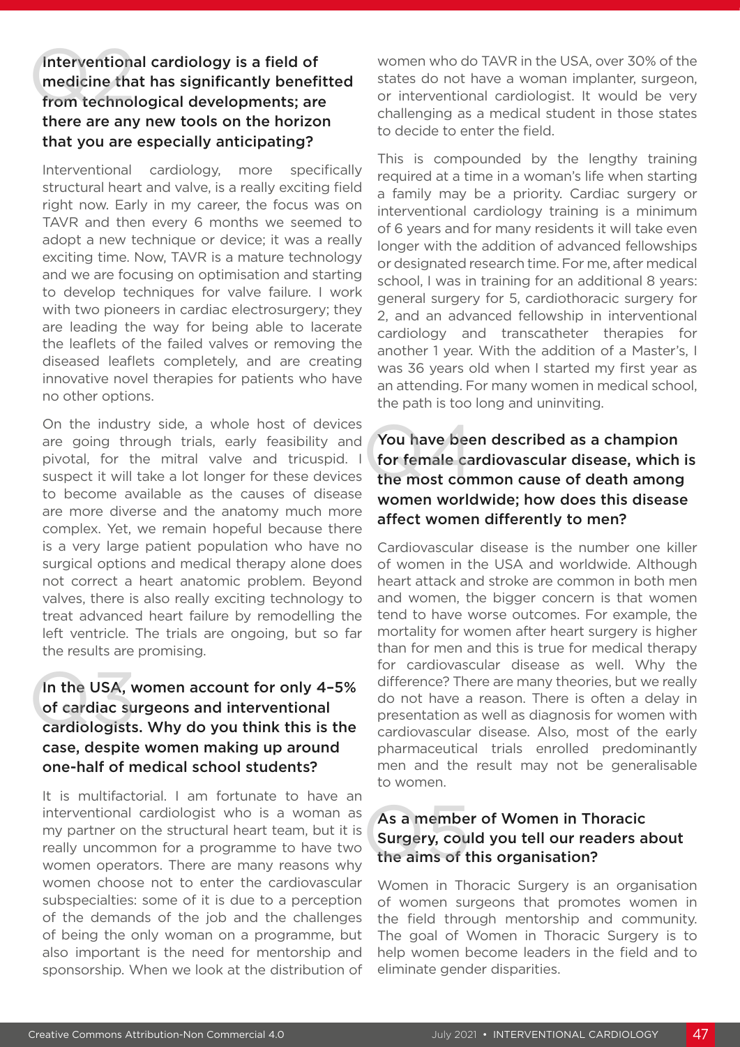## Q2 Interventional cardiology is a field of medicine that has significantly benefitted from technological developments; are there any new tools on the horizon that you are especially anticipating?

Interventional cardiology, more specifically structural heart and valve, is a really exciting field right now. Early in my career, the focus was on TAVR and then every 6 months we seemed to adopt a new technique or device; it was a really exciting time. Now, TAVR is a mature technology and we are focusing on optimisation and starting to develop techniques for valve failure. I work with two pioneers in cardiac electrosurgery; they are leading the way for being able to lacerate the leaflets of the failed valves or removing the diseased leaflets completely, and are creating innovative novel therapies for patients who have no other options.

On the industry side, a whole host of devices are going through trials, early feasibility and pivotal, for the mitral valve and tricuspid. I suspect it will take a lot longer for these devices to become available as the causes of disease are more diverse and the anatomy much more complex. Yet, we remain hopeful because there is a very large patient population who have no surgical options and medical therapy alone does not correct a heart anatomic problem. Beyond valves, there is also really exciting technology to treat advanced heart failure by remodelling the left ventricle. The trials are ongoing, but so far the results are promising.

## Q3 In the USA, women account for only 4–5% of cardiac surgeons and interventional cardiologists. Why do you think this is the case, despite women making up around one-half of medical school students?

It is multifactorial. I am fortunate to have an interventional cardiologist who is a woman as my partner on the structural heart team, but it is really uncommon for a programme to have two women operators. There are many reasons why women choose not to enter the cardiovascular subspecialties: some of it is due to a perception of the demands of the job and the challenges of being the only woman on a programme, but also important is the need for mentorship and sponsorship. When we look at the distribution of women who do TAVR in the USA, over 30% of the states do not have a woman implanter, surgeon, or interventional cardiologist. It would be very challenging as a medical student in those states to decide to enter the field.

This is compounded by the lengthy training required at a time in a woman's life when starting a family may be a priority. Cardiac surgery or interventional cardiology training is a minimum of 6 years and for many residents it will take even longer with the addition of advanced fellowships or designated research time. For me, after medical school, I was in training for an additional 8 years: general surgery for 5, cardiothoracic surgery for 2, and an advanced fellowship in interventional cardiology and transcatheter therapies for another 1 year. With the addition of a Master's, I was 36 years old when I started my first year as an attending. For many women in medical school, the path is too long and uninviting.

## Q4 You have been described as a champion for female cardiovascular disease, which is the most common cause of death among women worldwide; how does this disease affect women differently to men?

Cardiovascular disease is the number one killer of women in the USA and worldwide. Although heart attack and stroke are common in both men and women, the bigger concern is that women tend to have worse outcomes. For example, the mortality for women after heart surgery is higher than for men and this is true for medical therapy for cardiovascular disease as well. Why the difference? There are many theories, but we really do not have a reason. There is often a delay in presentation as well as diagnosis for women with cardiovascular disease. Also, most of the early pharmaceutical trials enrolled predominantly men and the result may not be generalisable to women.

## Q5 As a member of Women in Thoracic Surgery, could you tell our readers about the aims of this organisation?

Women in Thoracic Surgery is an organisation of women surgeons that promotes women in the field through mentorship and community. The goal of Women in Thoracic Surgery is to help women become leaders in the field and to eliminate gender disparities.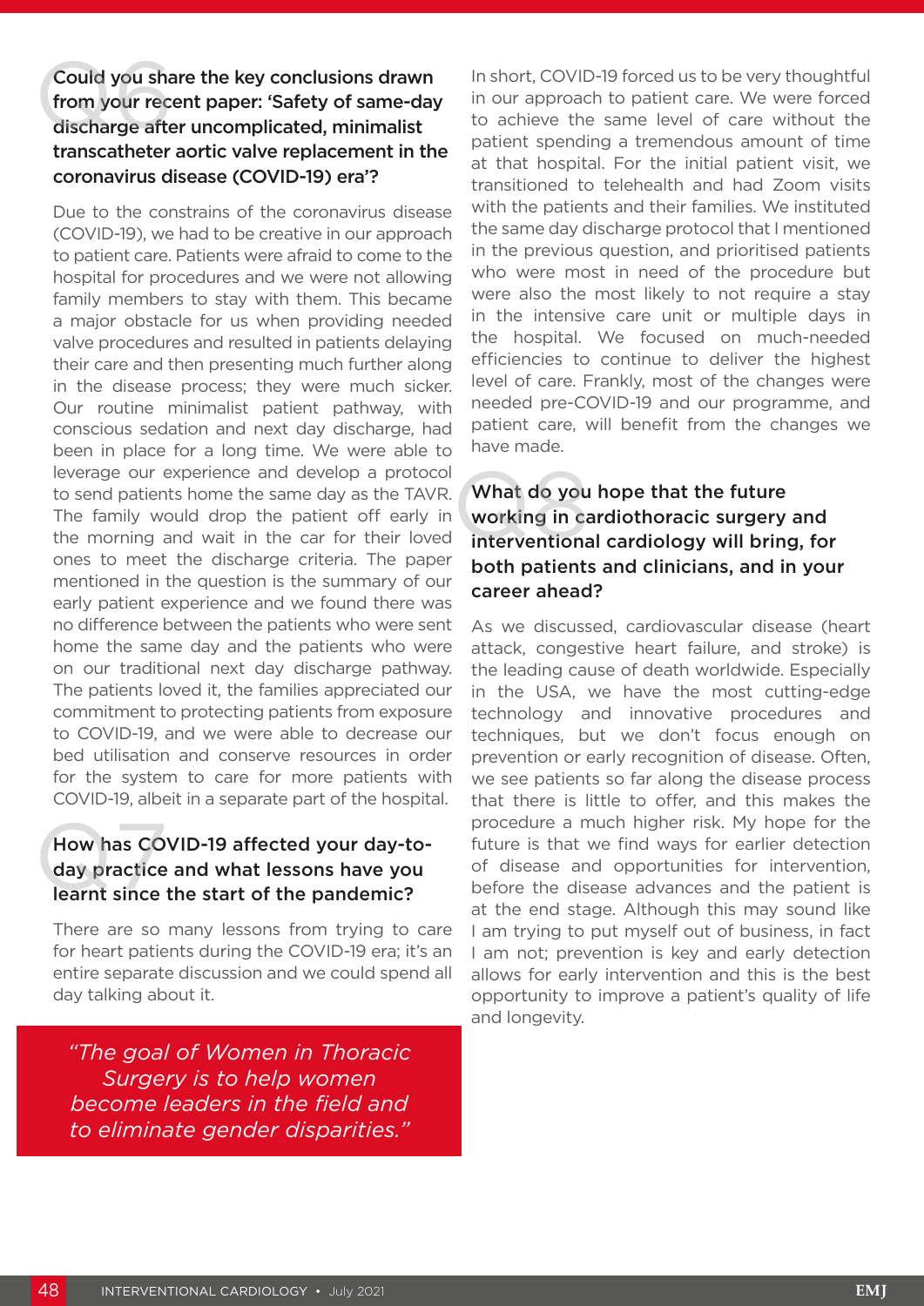### Q6 Could you share the key conclusions drawn from your recent paper: 'Safety of same-day discharge after uncomplicated, minimalist transcatheter aortic valve replacement in the coronavirus disease (COVID-19) era'?

Due to the constrains of the coronavirus disease (COVID-19), we had to be creative in our approach to patient care. Patients were afraid to come to the hospital for procedures and we were not allowing family members to stay with them. This became a major obstacle for us when providing needed valve procedures and resulted in patients delaying their care and then presenting much further along in the disease process; they were much sicker. Our routine minimalist patient pathway, with conscious sedation and next day discharge, had been in place for a long time. We were able to leverage our experience and develop a protocol to send patients home the same day as the TAVR. The family would drop the patient off early in the morning and wait in the car for their loved ones to meet the discharge criteria. The paper mentioned in the question is the summary of our early patient experience and we found there was no difference between the patients who were sent home the same day and the patients who were on our traditional next day discharge pathway. The patients loved it, the families appreciated our commitment to protecting patients from exposure to COVID-19, and we were able to decrease our bed utilisation and conserve resources in order for the system to care for more patients with COVID-19, albeit in a separate part of the hospital.

### Q7 How has COVID-19 affected your day-to-day practice and what lessons have you learnt since the start of the pandemic?

There are so many lessons from trying to care for heart patients during the COVID-19 era; it's an entire separate discussion and we could spend all day talking about it.

*"The goal of Women in Thoracic Surgery is to help women become leaders in the field and to eliminate gender disparities."*

In short, COVID-19 forced us to be very thoughtful in our approach to patient care. We were forced to achieve the same level of care without the patient spending a tremendous amount of time at that hospital. For the initial patient visit, we transitioned to telehealth and had Zoom visits with the patients and their families. We instituted the same day discharge protocol that I mentioned in the previous question, and prioritised patients who were most in need of the procedure but were also the most likely to not require a stay in the intensive care unit or multiple days in the hospital. We focused on much-needed efficiencies to continue to deliver the highest level of care. Frankly, most of the changes were needed pre-COVID-19 and our programme, and patient care, will benefit from the changes we have made.

### Q8 What do you hope that the future working in cardiothoracic surgery and interventional cardiology will bring, for both patients and clinicians, and in your career ahead?

As we discussed, cardiovascular disease (heart attack, congestive heart failure, and stroke) is the leading cause of death worldwide. Especially in the USA, we have the most cutting-edge technology and innovative procedures and techniques, but we don't focus enough on prevention or early recognition of disease. Often, we see patients so far along the disease process that there is little to offer, and this makes the procedure a much higher risk. My hope for the future is that we find ways for earlier detection of disease and opportunities for intervention, before the disease advances and the patient is at the end stage. Although this may sound like I am trying to put myself out of business, in fact I am not; prevention is key and early detection allows for early intervention and this is the best opportunity to improve a patient's quality of life and longevity.